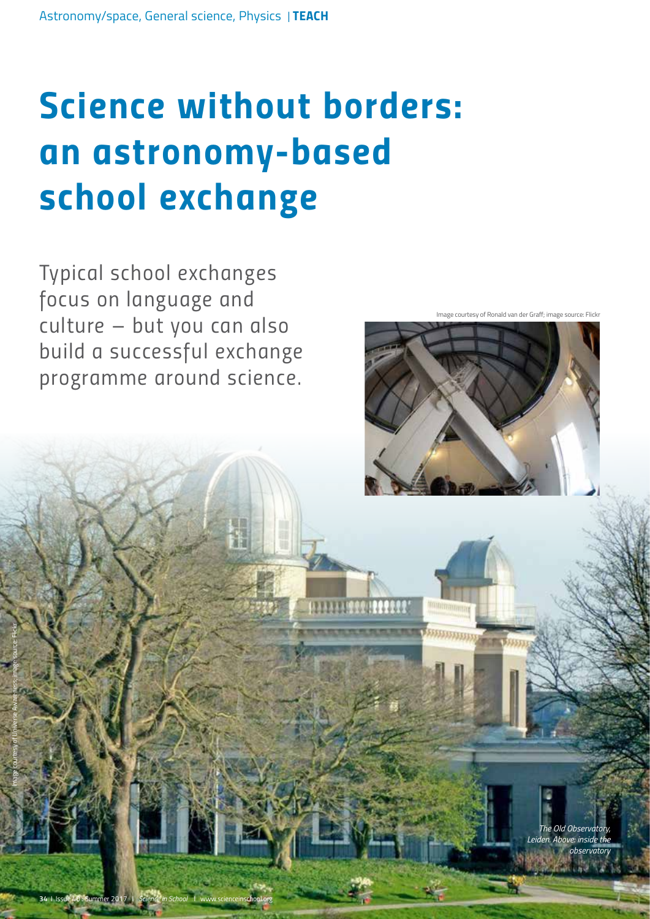Astronomy/space, General science, Physics | **TEACH**

# Science without borders: an astronomy-based school exchange

Typical school exchanges focus on language and culture – but you can also build a successful exchange programme around science.

Image courtesy of Ronald van der Graff; image source: Flickr

Image courtesy of Universe Awareness; image source: Flickr

*The Old Observatory, Leiden. Above: inside the observatory*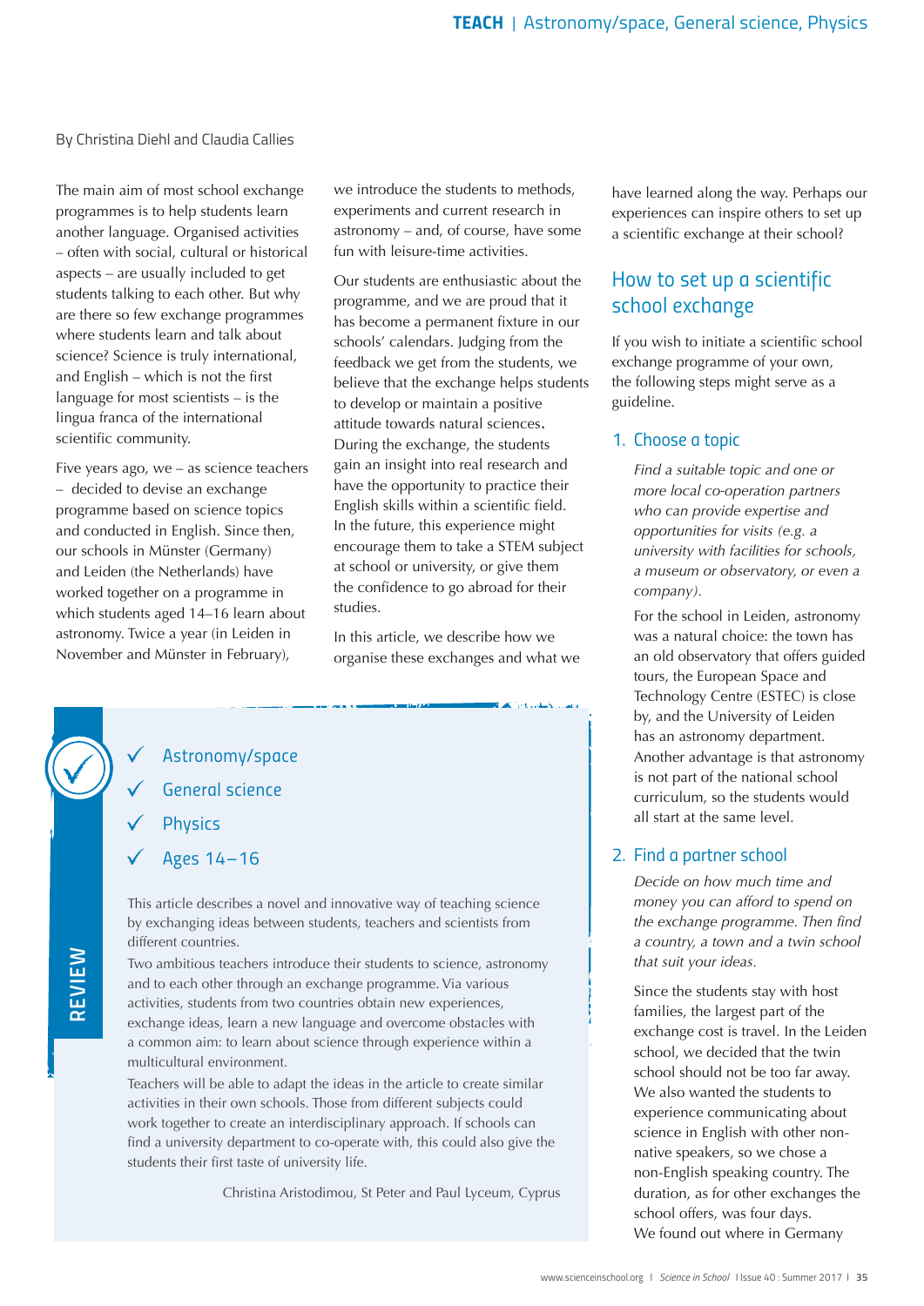By Christina Diehl and Claudia Callies

The main aim of most school exchange programmes is to help students learn another language. Organised activities – often with social, cultural or historical aspects – are usually included to get students talking to each other. But why are there so few exchange programmes where students learn and talk about science? Science is truly international, and English – which is not the first language for most scientists – is the lingua franca of the international scientific community.

Five years ago, we – as science teachers – decided to devise an exchange programme based on science topics and conducted in English. Since then, our schools in Münster (Germany) and Leiden (the Netherlands) have worked together on a programme in which students aged 14–16 learn about astronomy. Twice a year (in Leiden in November and Münster in February), we introduce the students to methods, experiments and current research in astronomy – and, of course, have some fun with leisure-time activities.

Our students are enthusiastic about the programme, and we are proud that it has become a permanent fixture in our schools' calendars. Judging from the feedback we get from the students, we believe that the exchange helps students to develop or maintain a positive attitude towards natural sciences. During the exchange, the students gain an insight into real research and have the opportunity to practice their English skills within a scientific field. In the future, this experience might encourage them to take a STEM subject at school or university, or give them the confidence to go abroad for their studies.

In this article, we describe how we organise these exchanges and what we have learned along the way. Perhaps our experiences can inspire others to set up a scientific exchange at their school?

**REVIEW**

- ✓ Astronomy/space
- ✓ General science
- ✓ Physics
- ✓ Ages 14–16

This article describes a novel and innovative way of teaching science by exchanging ideas between students, teachers and scientists from different countries.

Two ambitious teachers introduce their students to science, astronomy and to each other through an exchange programme. Via various activities, students from two countries obtain new experiences, exchange ideas, learn a new language and overcome obstacles with a common aim: to learn about science through experience within a multicultural environment.

Teachers will be able to adapt the ideas in the article to create similar activities in their own schools. Those from different subjects could work together to create an interdisciplinary approach. If schools can find a university department to co-operate with, this could also give the students their first taste of university life.

Christina Aristodimou, St Peter and Paul Lyceum, Cyprus

## How to set up a scientific school exchange

If you wish to initiate a scientific school exchange programme of your own, the following steps might serve as a guideline.

### 1. Choose a topic

*Find a suitable topic and one or more local co-operation partners who can provide expertise and opportunities for visits (e.g. a university with facilities for schools, a museum or observatory, or even a company).*

For the school in Leiden, astronomy was a natural choice: the town has an old observatory that offers guided tours, the European Space and Technology Centre (ESTEC) is close by, and the University of Leiden has an astronomy department. Another advantage is that astronomy is not part of the national school curriculum, so the students would all start at the same level.

### 2. Find a partner school

*Decide on how much time and money you can afford to spend on the exchange programme. Then find a country, a town and a twin school that suit your ideas.*

Since the students stay with host families, the largest part of the exchange cost is travel. In the Leiden school, we decided that the twin school should not be too far away. We also wanted the students to experience communicating about science in English with other non-native speakers, so we chose a non-English speaking country. The duration, as for other exchanges the school offers, was four days. We found out where in Germany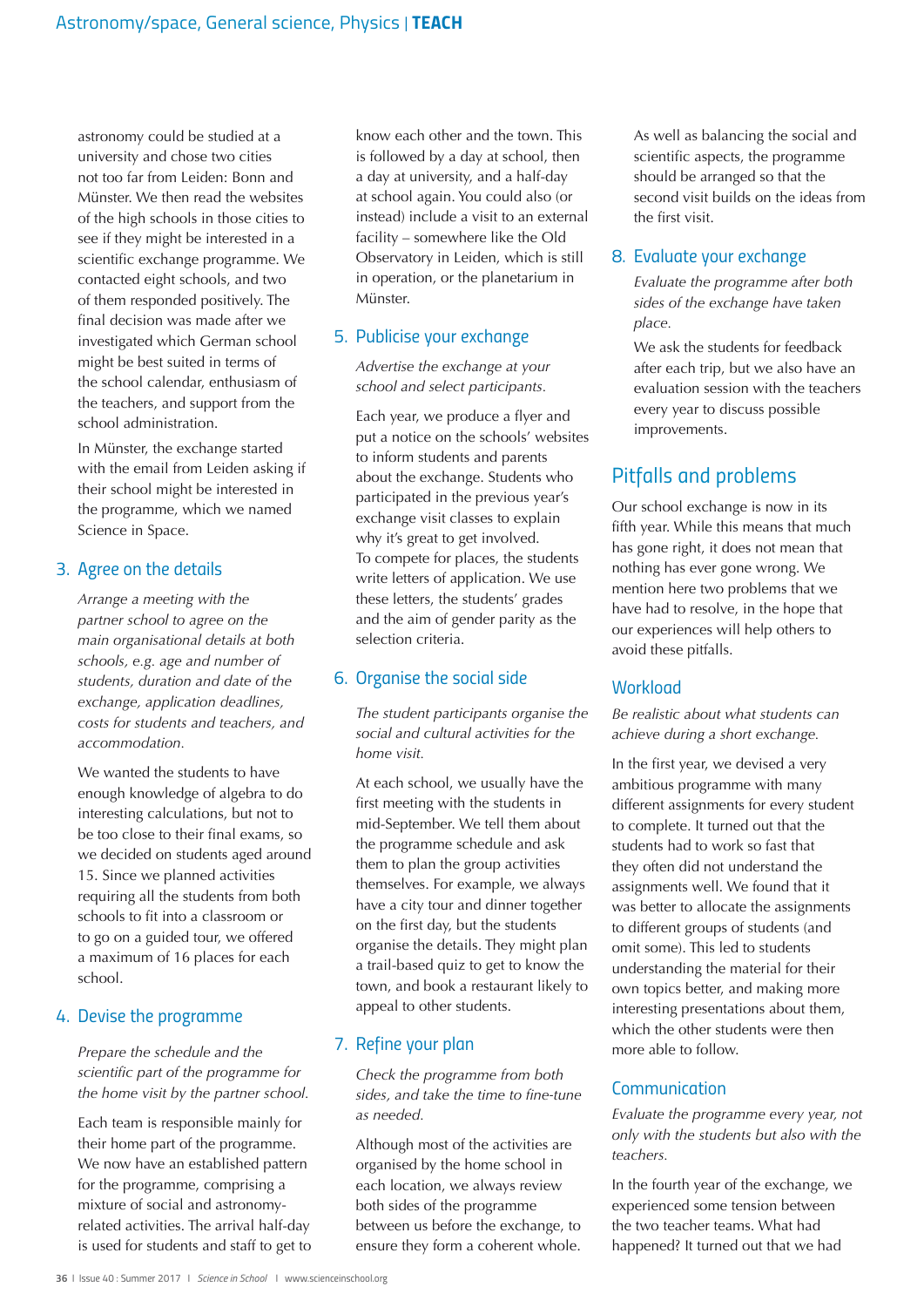astronomy could be studied at a university and chose two cities not too far from Leiden: Bonn and Münster. We then read the websites of the high schools in those cities to see if they might be interested in a scientific exchange programme. We contacted eight schools, and two of them responded positively. The final decision was made after we investigated which German school might be best suited in terms of the school calendar, enthusiasm of the teachers, and support from the school administration.

In Münster, the exchange started with the email from Leiden asking if their school might be interested in the programme, which we named Science in Space.

## 3. Agree on the details

*Arrange a meeting with the partner school to agree on the main organisational details at both schools, e.g. age and number of students, duration and date of the exchange, application deadlines, costs for students and teachers, and accommodation.*

We wanted the students to have enough knowledge of algebra to do interesting calculations, but not to be too close to their final exams, so we decided on students aged around 15. Since we planned activities requiring all the students from both schools to fit into a classroom or to go on a guided tour, we offered a maximum of 16 places for each school.

## 4. Devise the programme

*Prepare the schedule and the scientific part of the programme for the home visit by the partner school.*

Each team is responsible mainly for their home part of the programme. We now have an established pattern for the programme, comprising a mixture of social and astronomy-related activities. The arrival half-day is used for students and staff to get to know each other and the town. This is followed by a day at school, then a day at university, and a half-day at school again. You could also (or instead) include a visit to an external facility – somewhere like the Old Observatory in Leiden, which is still in operation, or the planetarium in Münster.

## 5. Publicise your exchange

*Advertise the exchange at your school and select participants.*

Each year, we produce a flyer and put a notice on the schools' websites to inform students and parents about the exchange. Students who participated in the previous year's exchange visit classes to explain why it's great to get involved. To compete for places, the students write letters of application. We use these letters, the students' grades and the aim of gender parity as the selection criteria.

## 6. Organise the social side

*The student participants organise the social and cultural activities for the home visit.*

At each school, we usually have the first meeting with the students in mid-September. We tell them about the programme schedule and ask them to plan the group activities themselves. For example, we always have a city tour and dinner together on the first day, but the students organise the details. They might plan a trail-based quiz to get to know the town, and book a restaurant likely to appeal to other students.

## 7. Refine your plan

*Check the programme from both sides, and take the time to fine-tune as needed.*

Although most of the activities are organised by the home school in each location, we always review both sides of the programme between us before the exchange, to ensure they form a coherent whole.

As well as balancing the social and scientific aspects, the programme should be arranged so that the second visit builds on the ideas from the first visit.

## 8. Evaluate your exchange

*Evaluate the programme after both sides of the exchange have taken place.*

We ask the students for feedback after each trip, but we also have an evaluation session with the teachers every year to discuss possible improvements.

# Pitfalls and problems

Our school exchange is now in its fifth year. While this means that much has gone right, it does not mean that nothing has ever gone wrong. We mention here two problems that we have had to resolve, in the hope that our experiences will help others to avoid these pitfalls.

## Workload

*Be realistic about what students can achieve during a short exchange.*

In the first year, we devised a very ambitious programme with many different assignments for every student to complete. It turned out that the students had to work so fast that they often did not understand the assignments well. We found that it was better to allocate the assignments to different groups of students (and omit some). This led to students understanding the material for their own topics better, and making more interesting presentations about them, which the other students were then more able to follow.

## Communication

*Evaluate the programme every year, not only with the students but also with the teachers.*

In the fourth year of the exchange, we experienced some tension between the two teacher teams. What had happened? It turned out that we had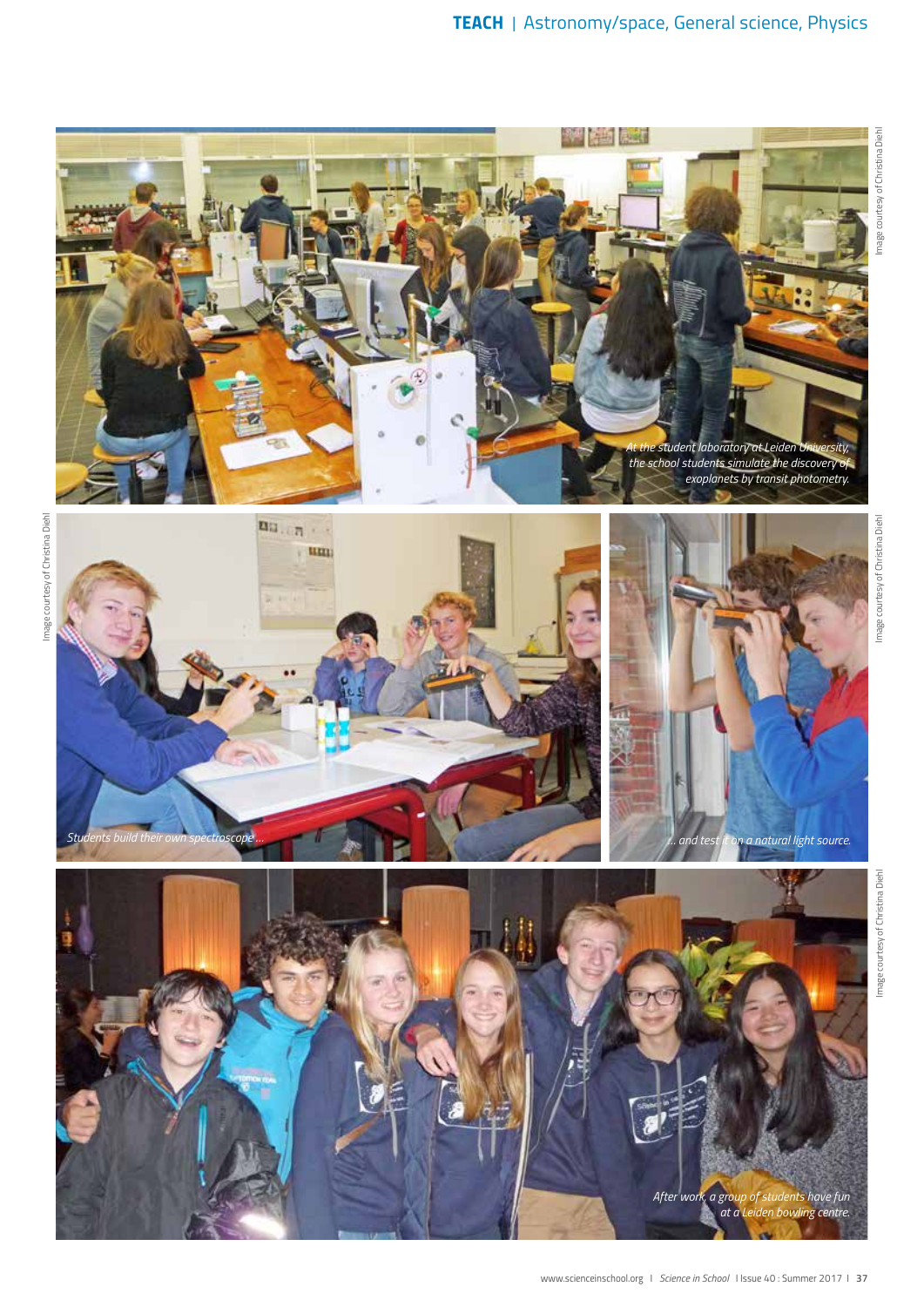At the student laboratory at Leiden University, the school students simulate the discovery of exoplanets by transit photometry.

Image courtesy of Christina Diehl

Students build their own spectroscope…

Image courtesy of Christina Diehl

… and test it on a natural light source.

Image courtesy of Christina Diehl

After work, a group of students have fun at a Leiden bowling centre.

Image courtesy of Christina Diehl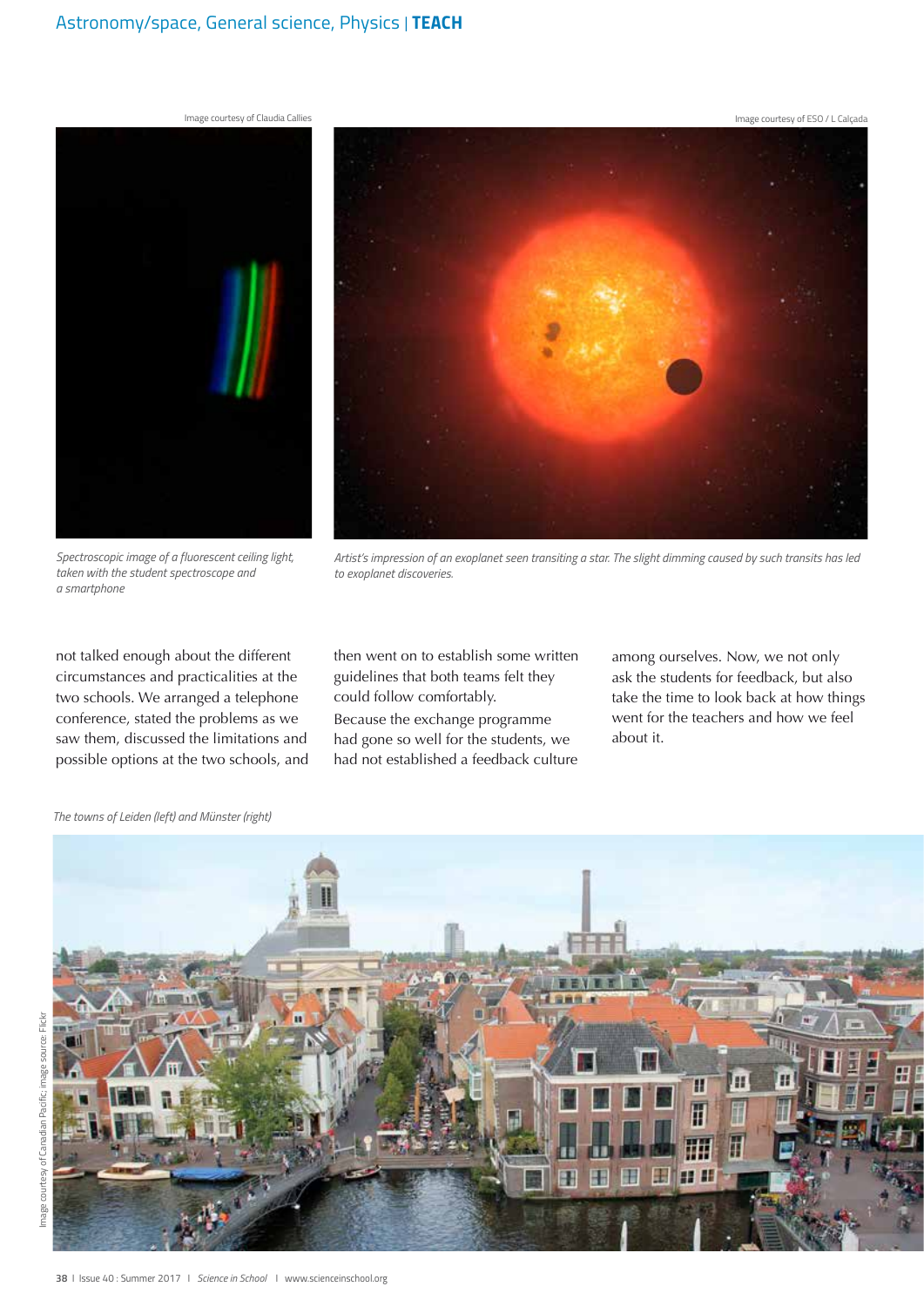Spectroscopic image of a fluorescent ceiling light, taken with the student spectroscope and a smartphone

*Artist's impression of an exoplanet seen transiting a star. The slight dimming caused by such transits has led to exoplanet discoveries.*

not talked enough about the different circumstances and practicalities at the two schools. We arranged a telephone conference, stated the problems as we saw them, discussed the limitations and possible options at the two schools, and then went on to establish some written guidelines that both teams felt they could follow comfortably.

Because the exchange programme had gone so well for the students, we had not established a feedback culture among ourselves. Now, we not only ask the students for feedback, but also take the time to look back at how things went for the teachers and how we feel about it.

*The towns of Leiden (left) and Münster (right)*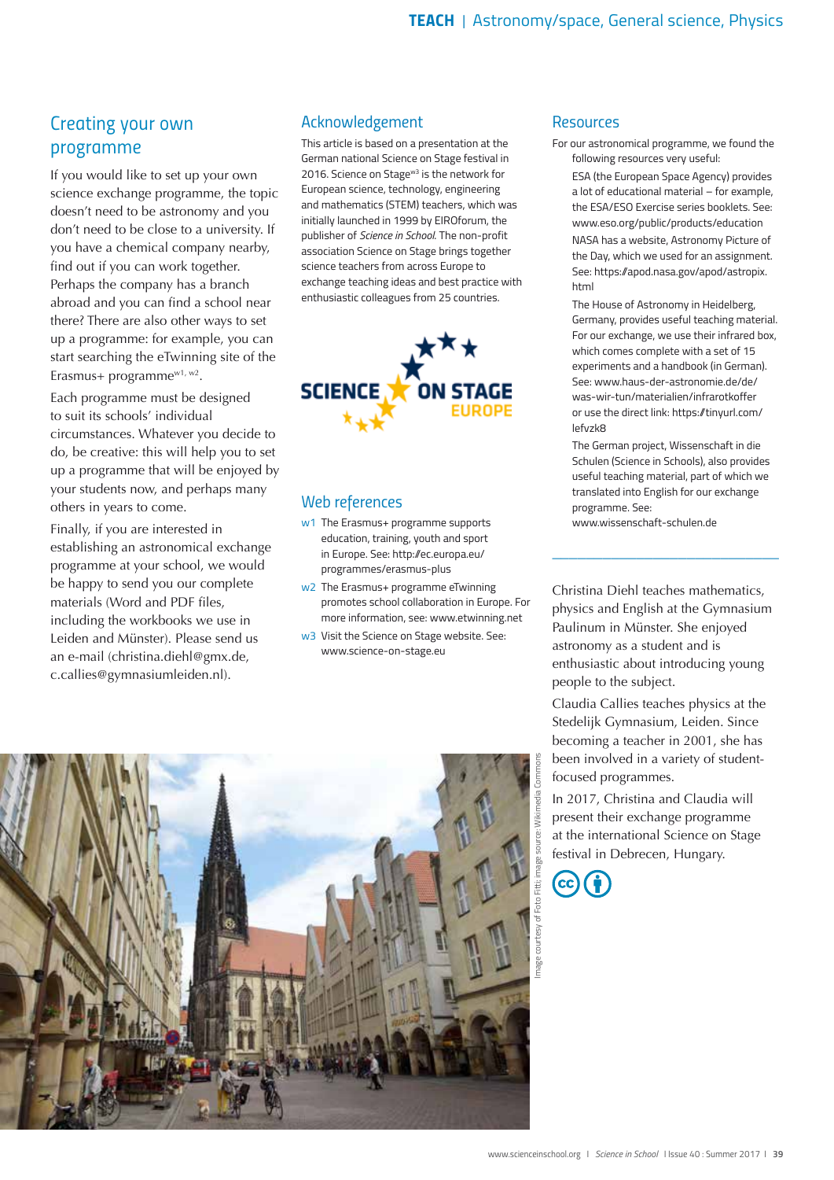## Creating your own programme

If you would like to set up your own science exchange programme, the topic doesn't need to be astronomy and you don't need to be close to a university. If you have a chemical company nearby, find out if you can work together. Perhaps the company has a branch abroad and you can find a school near there? There are also other ways to set up a programme: for example, you can start searching the eTwinning site of the Erasmus+ programme[w1, w2].

Each programme must be designed to suit its schools' individual circumstances. Whatever you decide to do, be creative: this will help you to set up a programme that will be enjoyed by your students now, and perhaps many others in years to come.

Finally, if you are interested in establishing an astronomical exchange programme at your school, we would be happy to send you our complete materials (Word and PDF files, including the workbooks we use in Leiden and Münster). Please send us an e-mail (christina.diehl@gmx.de, c.callies@gymnasiumleiden.nl).

## Acknowledgement

This article is based on a presentation at the German national Science on Stage festival in 2016. Science on Stage[w3] is the network for European science, technology, engineering and mathematics (STEM) teachers, which was initially launched in 1999 by EIROforum, the publisher of *Science in School*. The non-profit association Science on Stage brings together science teachers from across Europe to exchange teaching ideas and best practice with enthusiastic colleagues from 25 countries.

SCIENCE ON STAGE EUROPE

## Web references

w1 The Erasmus+ programme supports education, training, youth and sport in Europe. See: http://ec.europa.eu/programmes/erasmus-plus

w2 The Erasmus+ programme eTwinning promotes school collaboration in Europe. For more information, see: www.etwinning.net

w3 Visit the Science on Stage website. See: www.science-on-stage.eu

Image courtesy of Foto Fitti; image source: Wikimedia Commons

## Resources

For our astronomical programme, we found the following resources very useful:

ESA (the European Space Agency) provides a lot of educational material – for example, the ESA/ESO Exercise series booklets. See: www.eso.org/public/products/education

NASA has a website, Astronomy Picture of the Day, which we used for an assignment. See: https://apod.nasa.gov/apod/astropix.html

The House of Astronomy in Heidelberg, Germany, provides useful teaching material. For our exchange, we use their infrared box, which comes complete with a set of 15 experiments and a handbook (in German). See: www.haus-der-astronomie.de/de/was-wir-tun/materialien/infrarotkoffer or use the direct link: https://tinyurl.com/lefvzk8

The German project, Wissenschaft in die Schulen (Science in Schools), also provides useful teaching material, part of which we translated into English for our exchange programme. See: www.wissenschaft-schulen.de

---

Christina Diehl teaches mathematics, physics and English at the Gymnasium Paulinum in Münster. She enjoyed astronomy as a student and is enthusiastic about introducing young people to the subject.

Claudia Callies teaches physics at the Stedelijk Gymnasium, Leiden. Since becoming a teacher in 2001, she has been involved in a variety of student-focused programmes.

In 2017, Christina and Claudia will present their exchange programme at the international Science on Stage festival in Debrecen, Hungary.